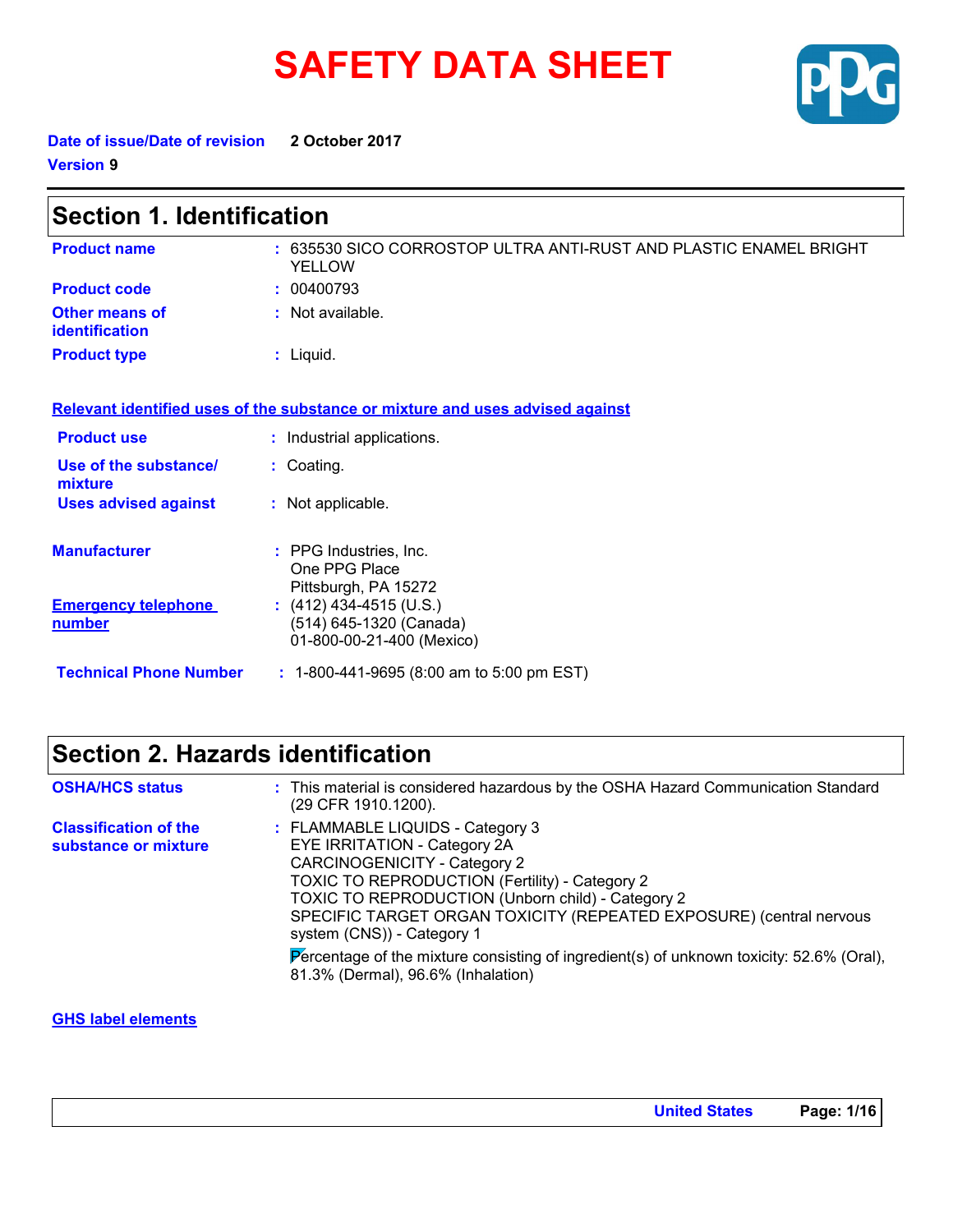# SAFETY DATA SHEET

**Date of issue/Date of revision** **2 October 2017**

**Version 9**

## Section 1. Identification

| | |
|---|---|
| **Product name** | : 635530 SICO CORROSTOP ULTRA ANTI-RUST AND PLASTIC ENAMEL BRIGHT YELLOW |
| **Product code** | : 00400793 |
| **Other means of identification** | : Not available. |
| **Product type** | : Liquid. |

**Relevant identified uses of the substance or mixture and uses advised against**

| | |
|---|---|
| **Product use** | : Industrial applications. |
| **Use of the substance/ mixture** | : Coating. |
| **Uses advised against** | : Not applicable. |

| | |
|---|---|
| **Manufacturer** | : PPG Industries, Inc.<br>One PPG Place<br>Pittsburgh, PA 15272 |
| **Emergency telephone number** | : (412) 434-4515 (U.S.)<br>(514) 645-1320 (Canada)<br>01-800-00-21-400 (Mexico) |
| **Technical Phone Number** | : 1-800-441-9695 (8:00 am to 5:00 pm EST) |

## Section 2. Hazards identification

| | |
|---|---|
| **OSHA/HCS status** | : This material is considered hazardous by the OSHA Hazard Communication Standard (29 CFR 1910.1200). |
| **Classification of the substance or mixture** | : FLAMMABLE LIQUIDS - Category 3<br>EYE IRRITATION - Category 2A<br>CARCINOGENICITY - Category 2<br>TOXIC TO REPRODUCTION (Fertility) - Category 2<br>TOXIC TO REPRODUCTION (Unborn child) - Category 2<br>SPECIFIC TARGET ORGAN TOXICITY (REPEATED EXPOSURE) (central nervous system (CNS)) - Category 1<br><br>Percentage of the mixture consisting of ingredient(s) of unknown toxicity: 52.6% (Oral), 81.3% (Dermal), 96.6% (Inhalation) |

**GHS label elements**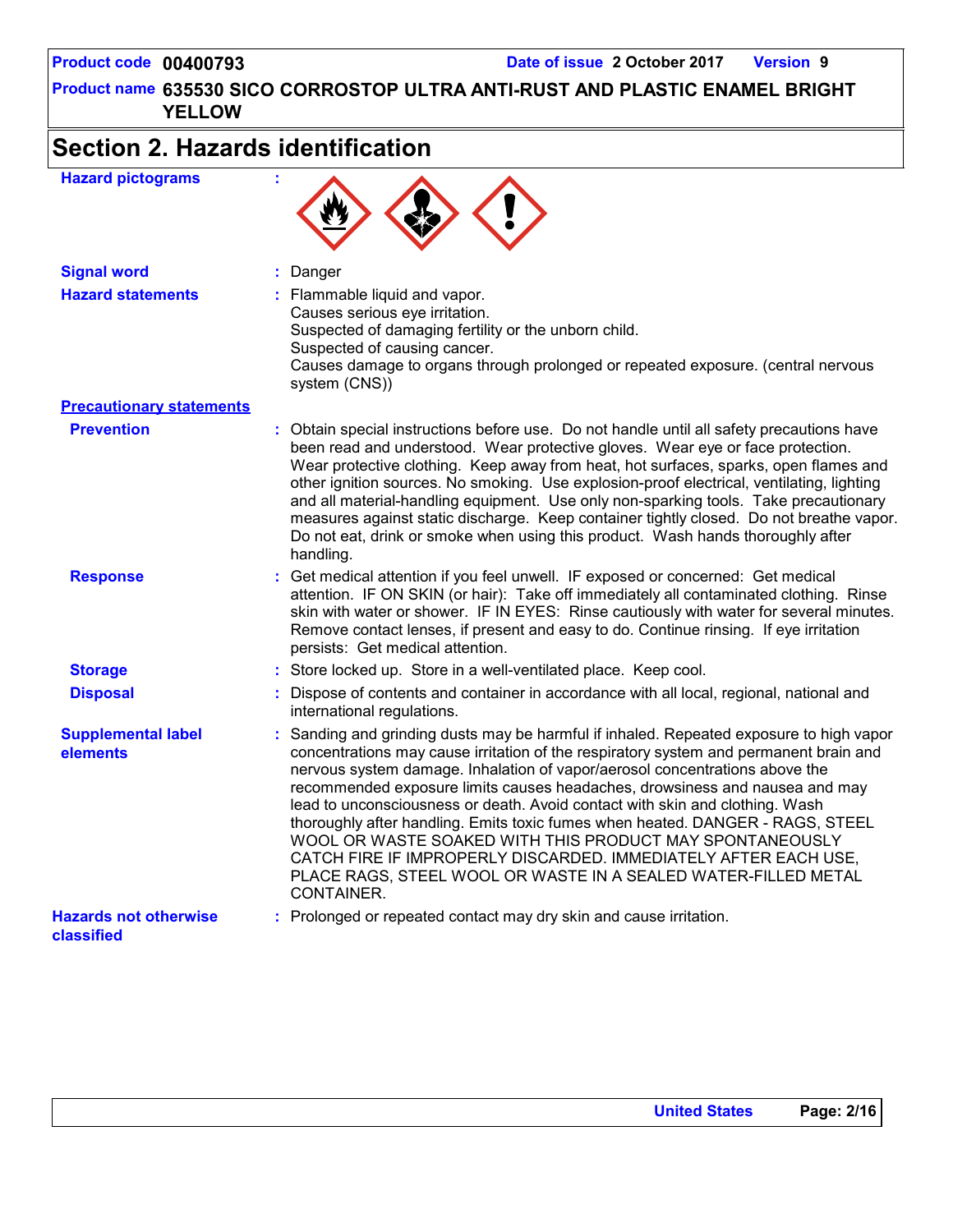**Product code** 00400793 **Date of issue** 2 October 2017 **Version** 9

**Product name** 635530 SICO CORROSTOP ULTRA ANTI-RUST AND PLASTIC ENAMEL BRIGHT YELLOW

# Section 2. Hazards identification

**Hazard pictograms** :

**Signal word** : Danger

**Hazard statements** : Flammable liquid and vapor.
Causes serious eye irritation.
Suspected of damaging fertility or the unborn child.
Suspected of causing cancer.
Causes damage to organs through prolonged or repeated exposure. (central nervous system (CNS))

**Precautionary statements**

**Prevention** : Obtain special instructions before use. Do not handle until all safety precautions have been read and understood. Wear protective gloves. Wear eye or face protection. Wear protective clothing. Keep away from heat, hot surfaces, sparks, open flames and other ignition sources. No smoking. Use explosion-proof electrical, ventilating, lighting and all material-handling equipment. Use only non-sparking tools. Take precautionary measures against static discharge. Keep container tightly closed. Do not breathe vapor. Do not eat, drink or smoke when using this product. Wash hands thoroughly after handling.

**Response** : Get medical attention if you feel unwell. IF exposed or concerned: Get medical attention. IF ON SKIN (or hair): Take off immediately all contaminated clothing. Rinse skin with water or shower. IF IN EYES: Rinse cautiously with water for several minutes. Remove contact lenses, if present and easy to do. Continue rinsing. If eye irritation persists: Get medical attention.

**Storage** : Store locked up. Store in a well-ventilated place. Keep cool.

**Disposal** : Dispose of contents and container in accordance with all local, regional, national and international regulations.

**Supplemental label elements** : Sanding and grinding dusts may be harmful if inhaled. Repeated exposure to high vapor concentrations may cause irritation of the respiratory system and permanent brain and nervous system damage. Inhalation of vapor/aerosol concentrations above the recommended exposure limits causes headaches, drowsiness and nausea and may lead to unconsciousness or death. Avoid contact with skin and clothing. Wash thoroughly after handling. Emits toxic fumes when heated. DANGER - RAGS, STEEL WOOL OR WASTE SOAKED WITH THIS PRODUCT MAY SPONTANEOUSLY CATCH FIRE IF IMPROPERLY DISCARDED. IMMEDIATELY AFTER EACH USE, PLACE RAGS, STEEL WOOL OR WASTE IN A SEALED WATER-FILLED METAL CONTAINER.

**Hazards not otherwise classified** : Prolonged or repeated contact may dry skin and cause irritation.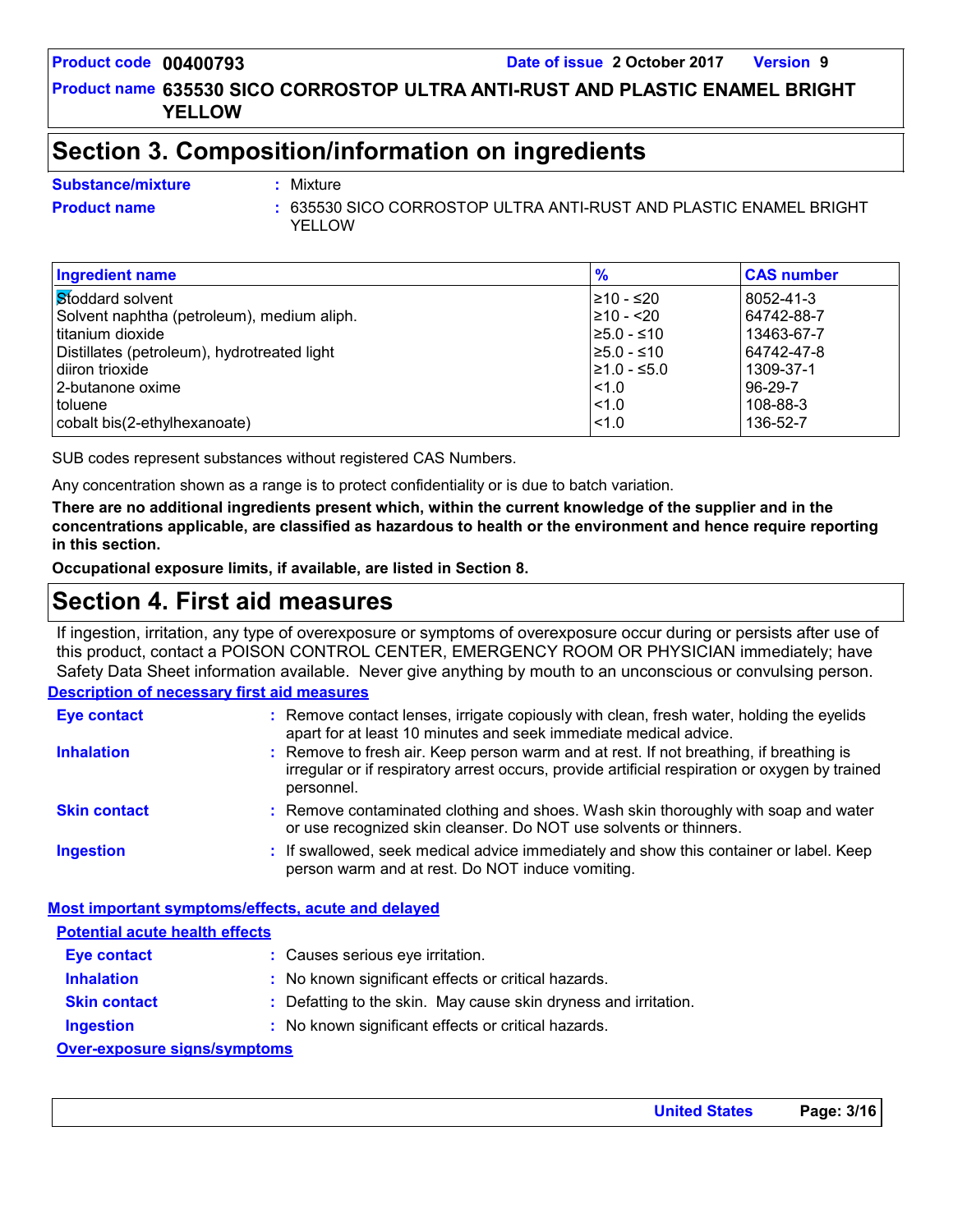## Section 3. Composition/information on ingredients

**Substance/mixture** : Mixture

**Product name** : 635530 SICO CORROSTOP ULTRA ANTI-RUST AND PLASTIC ENAMEL BRIGHT YELLOW

| Ingredient name | % | CAS number |
|---|---|---|
| Stoddard solvent | ≥10 - ≤20 | 8052-41-3 |
| Solvent naphtha (petroleum), medium aliph. | ≥10 - <20 | 64742-88-7 |
| titanium dioxide | ≥5.0 - ≤10 | 13463-67-7 |
| Distillates (petroleum), hydrotreated light | ≥5.0 - ≤10 | 64742-47-8 |
| diiron trioxide | ≥1.0 - ≤5.0 | 1309-37-1 |
| 2-butanone oxime | <1.0 | 96-29-7 |
| toluene | <1.0 | 108-88-3 |
| cobalt bis(2-ethylhexanoate) | <1.0 | 136-52-7 |

SUB codes represent substances without registered CAS Numbers.

Any concentration shown as a range is to protect confidentiality or is due to batch variation.

**There are no additional ingredients present which, within the current knowledge of the supplier and in the concentrations applicable, are classified as hazardous to health or the environment and hence require reporting in this section.**

**Occupational exposure limits, if available, are listed in Section 8.**

## Section 4. First aid measures

If ingestion, irritation, any type of overexposure or symptoms of overexposure occur during or persists after use of this product, contact a POISON CONTROL CENTER, EMERGENCY ROOM OR PHYSICIAN immediately; have Safety Data Sheet information available. Never give anything by mouth to an unconscious or convulsing person.

### Description of necessary first aid measures

**Eye contact** : Remove contact lenses, irrigate copiously with clean, fresh water, holding the eyelids apart for at least 10 minutes and seek immediate medical advice.

**Inhalation** : Remove to fresh air. Keep person warm and at rest. If not breathing, if breathing is irregular or if respiratory arrest occurs, provide artificial respiration or oxygen by trained personnel.

**Skin contact** : Remove contaminated clothing and shoes. Wash skin thoroughly with soap and water or use recognized skin cleanser. Do NOT use solvents or thinners.

**Ingestion** : If swallowed, seek medical advice immediately and show this container or label. Keep person warm and at rest. Do NOT induce vomiting.

### Most important symptoms/effects, acute and delayed

#### Potential acute health effects

**Eye contact** : Causes serious eye irritation.

**Inhalation** : No known significant effects or critical hazards.

**Skin contact** : Defatting to the skin. May cause skin dryness and irritation.

**Ingestion** : No known significant effects or critical hazards.

#### Over-exposure signs/symptoms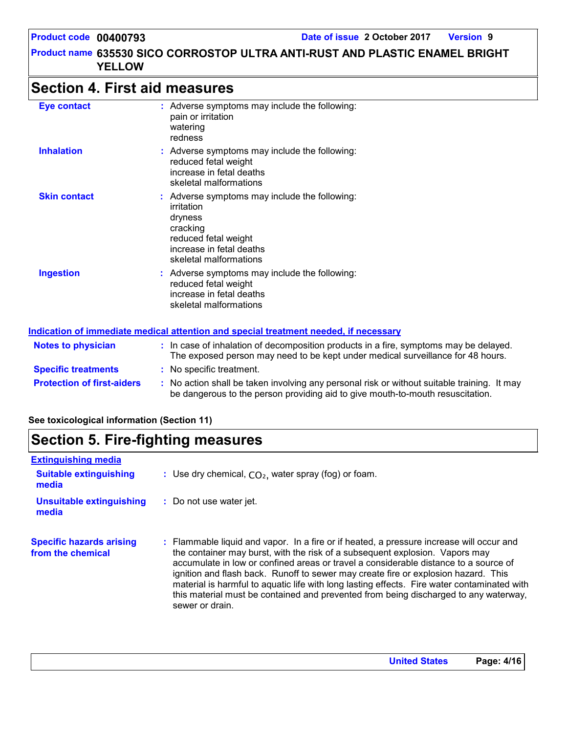# Section 4. First aid measures

| | |
|---|---|
| **Eye contact** | : Adverse symptoms may include the following:<br>pain or irritation<br>watering<br>redness |
| **Inhalation** | : Adverse symptoms may include the following:<br>reduced fetal weight<br>increase in fetal deaths<br>skeletal malformations |
| **Skin contact** | : Adverse symptoms may include the following:<br>irritation<br>dryness<br>cracking<br>reduced fetal weight<br>increase in fetal deaths<br>skeletal malformations |
| **Ingestion** | : Adverse symptoms may include the following:<br>reduced fetal weight<br>increase in fetal deaths<br>skeletal malformations |

**Indication of immediate medical attention and special treatment needed, if necessary**

| | |
|---|---|
| **Notes to physician** | : In case of inhalation of decomposition products in a fire, symptoms may be delayed. The exposed person may need to be kept under medical surveillance for 48 hours. |
| **Specific treatments** | : No specific treatment. |
| **Protection of first-aiders** | : No action shall be taken involving any personal risk or without suitable training. It may be dangerous to the person providing aid to give mouth-to-mouth resuscitation. |

**See toxicological information (Section 11)**

# Section 5. Fire-fighting measures

**Extinguishing media**

| | |
|---|---|
| **Suitable extinguishing media** | : Use dry chemical, $CO_2$, water spray (fog) or foam. |
| **Unsuitable extinguishing media** | : Do not use water jet. |
| **Specific hazards arising from the chemical** | : Flammable liquid and vapor. In a fire or if heated, a pressure increase will occur and the container may burst, with the risk of a subsequent explosion. Vapors may accumulate in low or confined areas or travel a considerable distance to a source of ignition and flash back. Runoff to sewer may create fire or explosion hazard. This material is harmful to aquatic life with long lasting effects. Fire water contaminated with this material must be contained and prevented from being discharged to any waterway, sewer or drain. |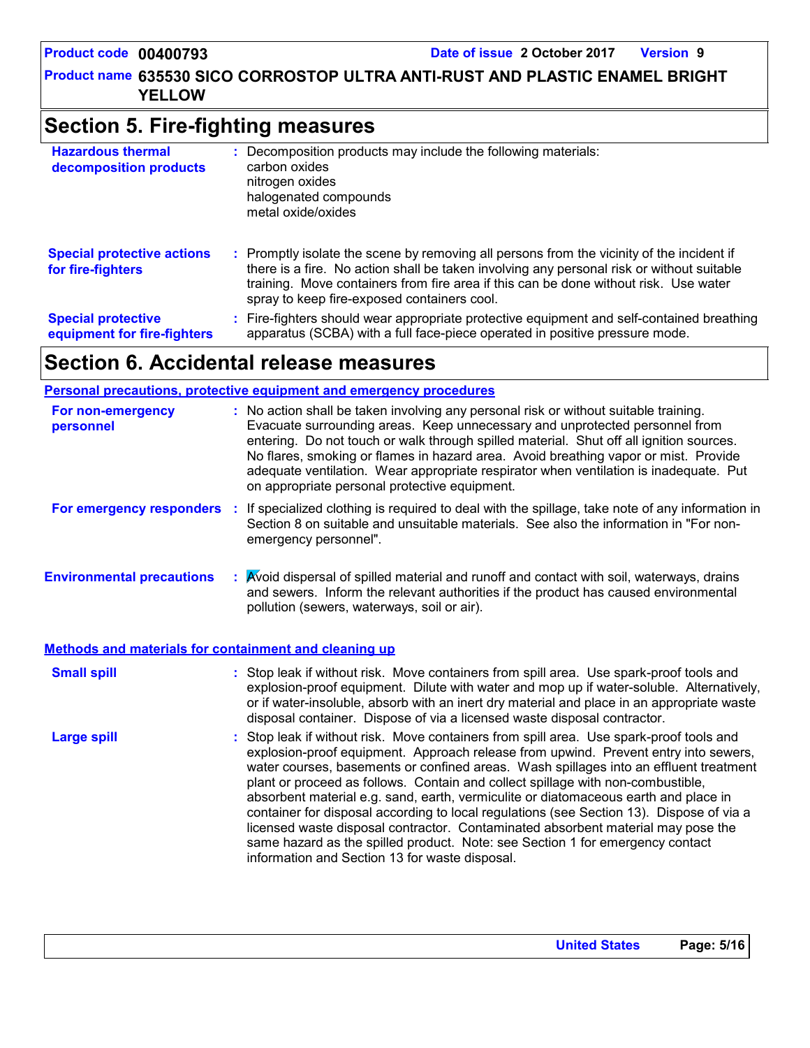# Section 5. Fire-fighting measures

**Hazardous thermal decomposition products** : Decomposition products may include the following materials:
carbon oxides
nitrogen oxides
halogenated compounds
metal oxide/oxides

**Special protective actions for fire-fighters** : Promptly isolate the scene by removing all persons from the vicinity of the incident if there is a fire. No action shall be taken involving any personal risk or without suitable training. Move containers from fire area if this can be done without risk. Use water spray to keep fire-exposed containers cool.

**Special protective equipment for fire-fighters** : Fire-fighters should wear appropriate protective equipment and self-contained breathing apparatus (SCBA) with a full face-piece operated in positive pressure mode.

# Section 6. Accidental release measures

## Personal precautions, protective equipment and emergency procedures

**For non-emergency personnel** : No action shall be taken involving any personal risk or without suitable training. Evacuate surrounding areas. Keep unnecessary and unprotected personnel from entering. Do not touch or walk through spilled material. Shut off all ignition sources. No flares, smoking or flames in hazard area. Avoid breathing vapor or mist. Provide adequate ventilation. Wear appropriate respirator when ventilation is inadequate. Put on appropriate personal protective equipment.

**For emergency responders** : If specialized clothing is required to deal with the spillage, take note of any information in Section 8 on suitable and unsuitable materials. See also the information in "For non-emergency personnel".

**Environmental precautions** : Avoid dispersal of spilled material and runoff and contact with soil, waterways, drains and sewers. Inform the relevant authorities if the product has caused environmental pollution (sewers, waterways, soil or air).

## Methods and materials for containment and cleaning up

**Small spill** : Stop leak if without risk. Move containers from spill area. Use spark-proof tools and explosion-proof equipment. Dilute with water and mop up if water-soluble. Alternatively, or if water-insoluble, absorb with an inert dry material and place in an appropriate waste disposal container. Dispose of via a licensed waste disposal contractor.

**Large spill** : Stop leak if without risk. Move containers from spill area. Use spark-proof tools and explosion-proof equipment. Approach release from upwind. Prevent entry into sewers, water courses, basements or confined areas. Wash spillages into an effluent treatment plant or proceed as follows. Contain and collect spillage with non-combustible, absorbent material e.g. sand, earth, vermiculite or diatomaceous earth and place in container for disposal according to local regulations (see Section 13). Dispose of via a licensed waste disposal contractor. Contaminated absorbent material may pose the same hazard as the spilled product. Note: see Section 1 for emergency contact information and Section 13 for waste disposal.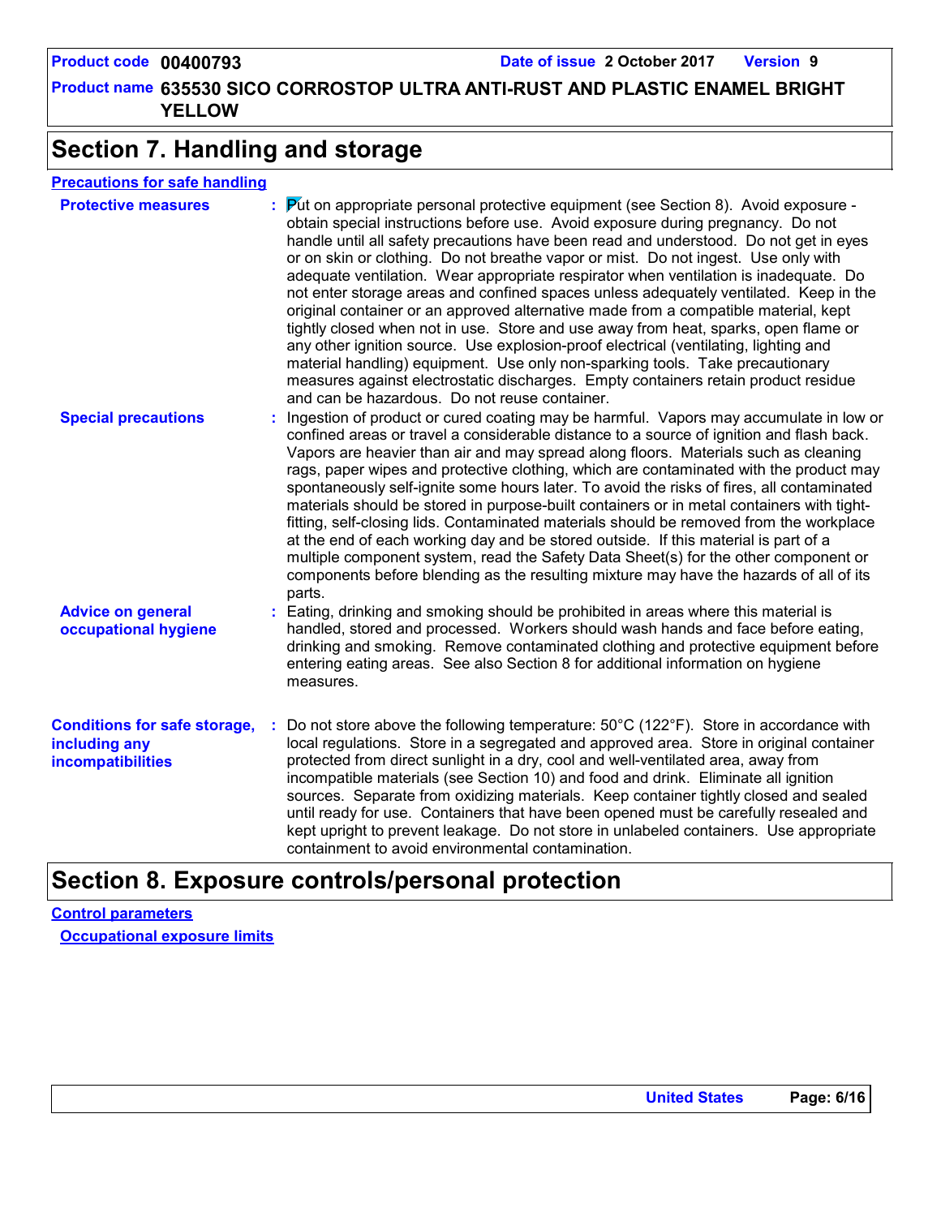## Section 7. Handling and storage

### Precautions for safe handling

**Protective measures** : Put on appropriate personal protective equipment (see Section 8). Avoid exposure - obtain special instructions before use. Avoid exposure during pregnancy. Do not handle until all safety precautions have been read and understood. Do not get in eyes or on skin or clothing. Do not breathe vapor or mist. Do not ingest. Use only with adequate ventilation. Wear appropriate respirator when ventilation is inadequate. Do not enter storage areas and confined spaces unless adequately ventilated. Keep in the original container or an approved alternative made from a compatible material, kept tightly closed when not in use. Store and use away from heat, sparks, open flame or any other ignition source. Use explosion-proof electrical (ventilating, lighting and material handling) equipment. Use only non-sparking tools. Take precautionary measures against electrostatic discharges. Empty containers retain product residue and can be hazardous. Do not reuse container.

**Special precautions** : Ingestion of product or cured coating may be harmful. Vapors may accumulate in low or confined areas or travel a considerable distance to a source of ignition and flash back. Vapors are heavier than air and may spread along floors. Materials such as cleaning rags, paper wipes and protective clothing, which are contaminated with the product may spontaneously self-ignite some hours later. To avoid the risks of fires, all contaminated materials should be stored in purpose-built containers or in metal containers with tight-fitting, self-closing lids. Contaminated materials should be removed from the workplace at the end of each working day and be stored outside. If this material is part of a multiple component system, read the Safety Data Sheet(s) for the other component or components before blending as the resulting mixture may have the hazards of all of its parts.

**Advice on general occupational hygiene** : Eating, drinking and smoking should be prohibited in areas where this material is handled, stored and processed. Workers should wash hands and face before eating, drinking and smoking. Remove contaminated clothing and protective equipment before entering eating areas. See also Section 8 for additional information on hygiene measures.

**Conditions for safe storage, including any incompatibilities** : Do not store above the following temperature: 50°C (122°F). Store in accordance with local regulations. Store in a segregated and approved area. Store in original container protected from direct sunlight in a dry, cool and well-ventilated area, away from incompatible materials (see Section 10) and food and drink. Eliminate all ignition sources. Separate from oxidizing materials. Keep container tightly closed and sealed until ready for use. Containers that have been opened must be carefully resealed and kept upright to prevent leakage. Do not store in unlabeled containers. Use appropriate containment to avoid environmental contamination.

## Section 8. Exposure controls/personal protection

### Control parameters

#### Occupational exposure limits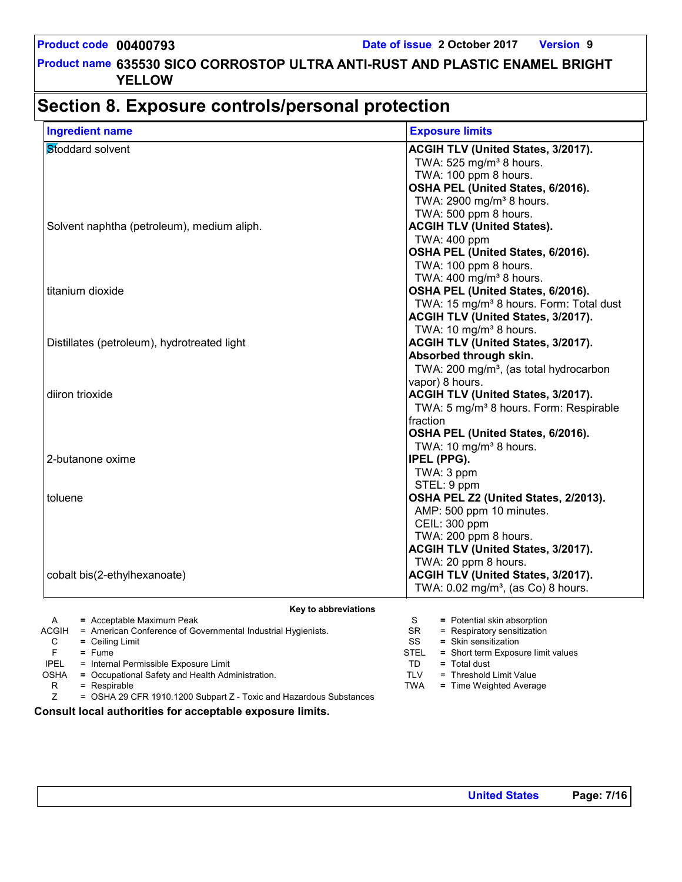# Section 8. Exposure controls/personal protection

| Ingredient name | Exposure limits |
| --- | --- |
| Stoddard solvent | **ACGIH TLV (United States, 3/2017).**<br>TWA: 525 mg/m³ 8 hours.<br>TWA: 100 ppm 8 hours.<br>**OSHA PEL (United States, 6/2016).**<br>TWA: 2900 mg/m³ 8 hours.<br>TWA: 500 ppm 8 hours. |
| Solvent naphtha (petroleum), medium aliph. | **ACGIH TLV (United States).**<br>TWA: 400 ppm<br>**OSHA PEL (United States, 6/2016).**<br>TWA: 100 ppm 8 hours.<br>TWA: 400 mg/m³ 8 hours. |
| titanium dioxide | **OSHA PEL (United States, 6/2016).**<br>TWA: 15 mg/m³ 8 hours. Form: Total dust<br>**ACGIH TLV (United States, 3/2017).**<br>TWA: 10 mg/m³ 8 hours. |
| Distillates (petroleum), hydrotreated light | **ACGIH TLV (United States, 3/2017). Absorbed through skin.**<br>TWA: 200 mg/m³, (as total hydrocarbon vapor) 8 hours. |
| diiron trioxide | **ACGIH TLV (United States, 3/2017).**<br>TWA: 5 mg/m³ 8 hours. Form: Respirable fraction<br>**OSHA PEL (United States, 6/2016).**<br>TWA: 10 mg/m³ 8 hours. |
| 2-butanone oxime | **IPEL (PPG).**<br>TWA: 3 ppm<br>STEL: 9 ppm |
| toluene | **OSHA PEL Z2 (United States, 2/2013).**<br>AMP: 500 ppm 10 minutes.<br>CEIL: 300 ppm<br>TWA: 200 ppm 8 hours.<br>**ACGIH TLV (United States, 3/2017).**<br>TWA: 20 ppm 8 hours. |
| cobalt bis(2-ethylhexanoate) | **ACGIH TLV (United States, 3/2017).**<br>TWA: 0.02 mg/m³, (as Co) 8 hours. |

**Key to abbreviations**

| | | | |
| --- | --- | --- | --- |
| A | = Acceptable Maximum Peak | S | = Potential skin absorption |
| ACGIH | = American Conference of Governmental Industrial Hygienists. | SR | = Respiratory sensitization |
| C | = Ceiling Limit | SS | = Skin sensitization |
| F | = Fume | STEL | = Short term Exposure limit values |
| IPEL | = Internal Permissible Exposure Limit | TD | = Total dust |
| OSHA | = Occupational Safety and Health Administration. | TLV | = Threshold Limit Value |
| R | = Respirable | TWA | = Time Weighted Average |
| Z | = OSHA 29 CFR 1910.1200 Subpart Z - Toxic and Hazardous Substances | | |

**Consult local authorities for acceptable exposure limits.**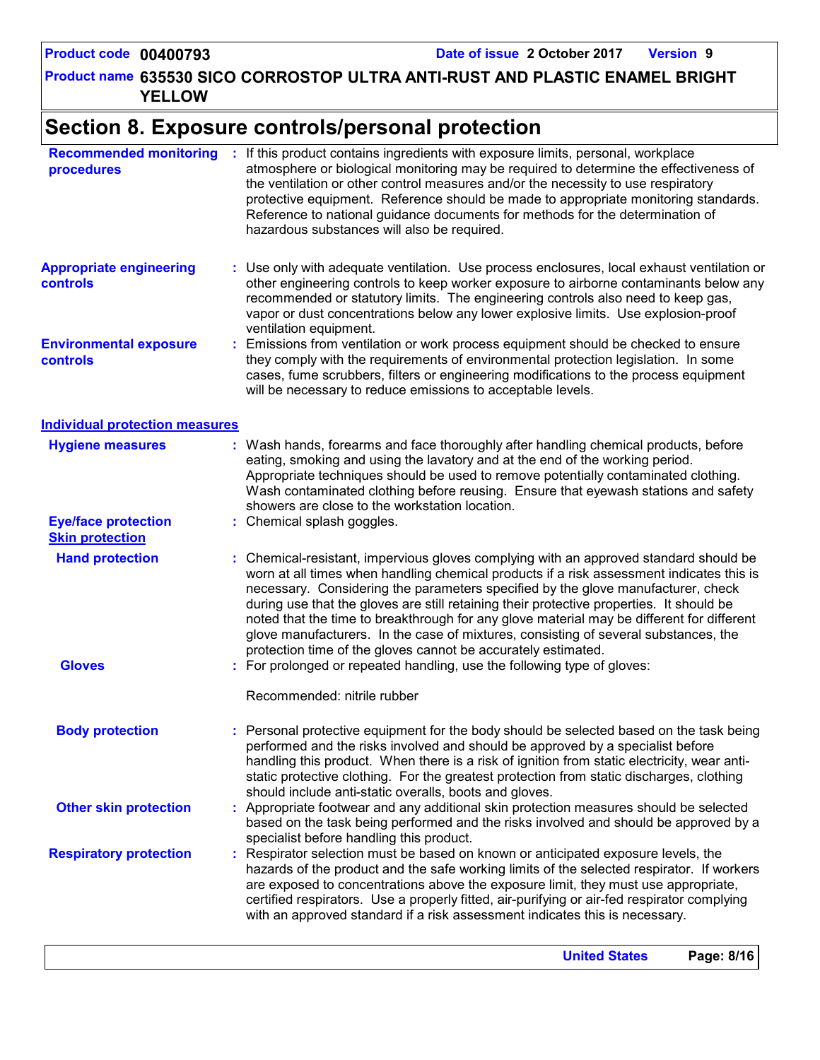## Section 8. Exposure controls/personal protection

**Recommended monitoring procedures** : If this product contains ingredients with exposure limits, personal, workplace atmosphere or biological monitoring may be required to determine the effectiveness of the ventilation or other control measures and/or the necessity to use respiratory protective equipment. Reference should be made to appropriate monitoring standards. Reference to national guidance documents for methods for the determination of hazardous substances will also be required.

**Appropriate engineering controls** : Use only with adequate ventilation. Use process enclosures, local exhaust ventilation or other engineering controls to keep worker exposure to airborne contaminants below any recommended or statutory limits. The engineering controls also need to keep gas, vapor or dust concentrations below any lower explosive limits. Use explosion-proof ventilation equipment.

**Environmental exposure controls** : Emissions from ventilation or work process equipment should be checked to ensure they comply with the requirements of environmental protection legislation. In some cases, fume scrubbers, filters or engineering modifications to the process equipment will be necessary to reduce emissions to acceptable levels.

### Individual protection measures

**Hygiene measures** : Wash hands, forearms and face thoroughly after handling chemical products, before eating, smoking and using the lavatory and at the end of the working period. Appropriate techniques should be used to remove potentially contaminated clothing. Wash contaminated clothing before reusing. Ensure that eyewash stations and safety showers are close to the workstation location.

**Eye/face protection** : Chemical splash goggles.

#### Skin protection

**Hand protection** : Chemical-resistant, impervious gloves complying with an approved standard should be worn at all times when handling chemical products if a risk assessment indicates this is necessary. Considering the parameters specified by the glove manufacturer, check during use that the gloves are still retaining their protective properties. It should be noted that the time to breakthrough for any glove material may be different for different glove manufacturers. In the case of mixtures, consisting of several substances, the protection time of the gloves cannot be accurately estimated.

**Gloves** : For prolonged or repeated handling, use the following type of gloves:

Recommended: nitrile rubber

**Body protection** : Personal protective equipment for the body should be selected based on the task being performed and the risks involved and should be approved by a specialist before handling this product. When there is a risk of ignition from static electricity, wear anti-static protective clothing. For the greatest protection from static discharges, clothing should include anti-static overalls, boots and gloves.

**Other skin protection** : Appropriate footwear and any additional skin protection measures should be selected based on the task being performed and the risks involved and should be approved by a specialist before handling this product.

**Respiratory protection** : Respirator selection must be based on known or anticipated exposure levels, the hazards of the product and the safe working limits of the selected respirator. If workers are exposed to concentrations above the exposure limit, they must use appropriate, certified respirators. Use a properly fitted, air-purifying or air-fed respirator complying with an approved standard if a risk assessment indicates this is necessary.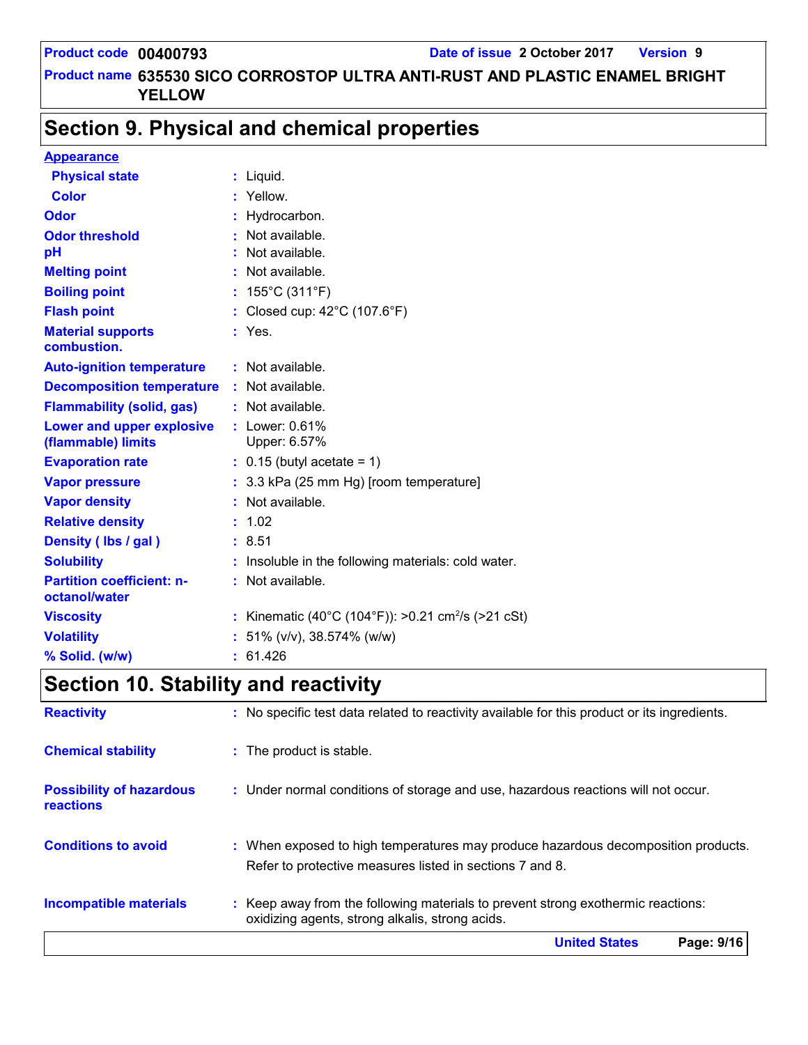**Product code** 00400793 **Date of issue** 2 October 2017 **Version** 9

**Product name** 635530 SICO CORROSTOP ULTRA ANTI-RUST AND PLASTIC ENAMEL BRIGHT YELLOW

## Section 9. Physical and chemical properties

**Appearance**

| | |
|---|---|
| **Physical state** | : Liquid. |
| **Color** | : Yellow. |
| **Odor** | : Hydrocarbon. |
| **Odor threshold** | : Not available. |
| **pH** | : Not available. |
| **Melting point** | : Not available. |
| **Boiling point** | : 155°C (311°F) |
| **Flash point** | : Closed cup: 42°C (107.6°F) |
| **Material supports combustion.** | : Yes. |
| **Auto-ignition temperature** | : Not available. |
| **Decomposition temperature** | : Not available. |
| **Flammability (solid, gas)** | : Not available. |
| **Lower and upper explosive (flammable) limits** | : Lower: 0.61% Upper: 6.57% |
| **Evaporation rate** | : 0.15 (butyl acetate = 1) |
| **Vapor pressure** | : 3.3 kPa (25 mm Hg) [room temperature] |
| **Vapor density** | : Not available. |
| **Relative density** | : 1.02 |
| **Density ( lbs / gal )** | : 8.51 |
| **Solubility** | : Insoluble in the following materials: cold water. |
| **Partition coefficient: n-octanol/water** | : Not available. |
| **Viscosity** | : Kinematic (40°C (104°F)): >0.21 $cm^2/s$ (>21 cSt) |
| **Volatility** | : 51% (v/v), 38.574% (w/w) |
| **% Solid. (w/w)** | : 61.426 |

## Section 10. Stability and reactivity

| | |
|---|---|
| **Reactivity** | : No specific test data related to reactivity available for this product or its ingredients. |
| **Chemical stability** | : The product is stable. |
| **Possibility of hazardous reactions** | : Under normal conditions of storage and use, hazardous reactions will not occur. |
| **Conditions to avoid** | : When exposed to high temperatures may produce hazardous decomposition products. Refer to protective measures listed in sections 7 and 8. |
| **Incompatible materials** | : Keep away from the following materials to prevent strong exothermic reactions: oxidizing agents, strong alkalis, strong acids. |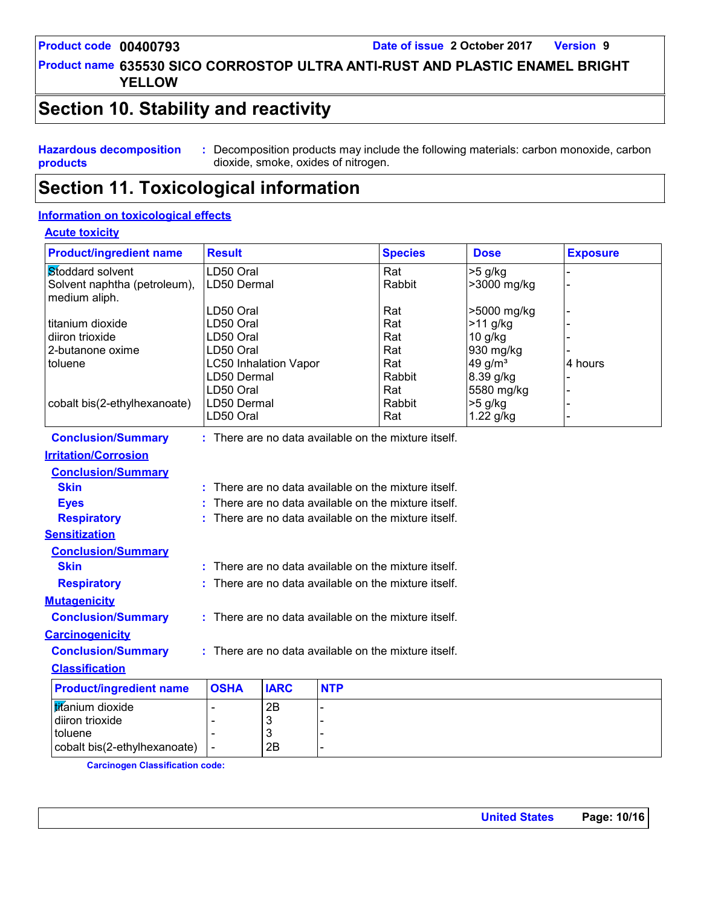## Section 10. Stability and reactivity

**Hazardous decomposition products** : Decomposition products may include the following materials: carbon monoxide, carbon dioxide, smoke, oxides of nitrogen.

## Section 11. Toxicological information

### Information on toxicological effects

#### Acute toxicity

| Product/ingredient name | Result | Species | Dose | Exposure |
|---|---|---|---|---|
| Stoddard solvent | LD50 Oral | Rat | >5 g/kg | - |
| Solvent naphtha (petroleum), medium aliph. | LD50 Dermal | Rabbit | >3000 mg/kg | - |
| | LD50 Oral | Rat | >5000 mg/kg | - |
| titanium dioxide | LD50 Oral | Rat | >11 g/kg | - |
| diiron trioxide | LD50 Oral | Rat | 10 g/kg | - |
| 2-butanone oxime | LD50 Oral | Rat | 930 mg/kg | - |
| toluene | LC50 Inhalation Vapor | Rat | 49 g/m³ | 4 hours |
| | LD50 Dermal | Rabbit | 8.39 g/kg | - |
| | LD50 Oral | Rat | 5580 mg/kg | - |
| cobalt bis(2-ethylhexanoate) | LD50 Dermal | Rabbit | >5 g/kg | - |
| | LD50 Oral | Rat | 1.22 g/kg | - |

**Conclusion/Summary** : There are no data available on the mixture itself.

#### Irritation/Corrosion

**Conclusion/Summary**

**Skin** : There are no data available on the mixture itself.

**Eyes** : There are no data available on the mixture itself.

**Respiratory** : There are no data available on the mixture itself.

#### Sensitization

**Conclusion/Summary**

**Skin** : There are no data available on the mixture itself.

**Respiratory** : There are no data available on the mixture itself.

#### Mutagenicity

**Conclusion/Summary** : There are no data available on the mixture itself.

#### Carcinogenicity

**Conclusion/Summary** : There are no data available on the mixture itself.

**Classification**

| Product/ingredient name | OSHA | IARC | NTP |
|---|---|---|---|
| titanium dioxide | - | 2B | - |
| diiron trioxide | - | 3 | - |
| toluene | - | 3 | - |
| cobalt bis(2-ethylhexanoate) | - | 2B | - |

**Carcinogen Classification code:**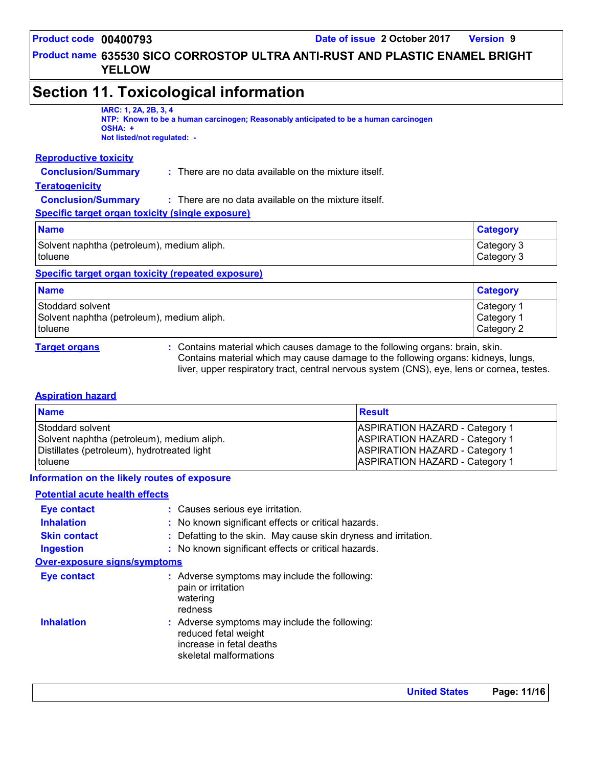# Section 11. Toxicological information

**IARC: 1, 2A, 2B, 3, 4**
**NTP: Known to be a human carcinogen; Reasonably anticipated to be a human carcinogen**
**OSHA: +**
**Not listed/not regulated: -**

### Reproductive toxicity

**Conclusion/Summary** : There are no data available on the mixture itself.

### Teratogenicity

**Conclusion/Summary** : There are no data available on the mixture itself.

### Specific target organ toxicity (single exposure)

| Name | Category |
|---|---|
| Solvent naphtha (petroleum), medium aliph. | Category 3 |
| toluene | Category 3 |

### Specific target organ toxicity (repeated exposure)

| Name | Category |
|---|---|
| Stoddard solvent | Category 1 |
| Solvent naphtha (petroleum), medium aliph. | Category 1 |
| toluene | Category 2 |

**Target organs** : Contains material which causes damage to the following organs: brain, skin. Contains material which may cause damage to the following organs: kidneys, lungs, liver, upper respiratory tract, central nervous system (CNS), eye, lens or cornea, testes.

### Aspiration hazard

| Name | Result |
|---|---|
| Stoddard solvent | ASPIRATION HAZARD - Category 1 |
| Solvent naphtha (petroleum), medium aliph. | ASPIRATION HAZARD - Category 1 |
| Distillates (petroleum), hydrotreated light | ASPIRATION HAZARD - Category 1 |
| toluene | ASPIRATION HAZARD - Category 1 |

## Information on the likely routes of exposure

### Potential acute health effects

**Eye contact** : Causes serious eye irritation.
**Inhalation** : No known significant effects or critical hazards.
**Skin contact** : Defatting to the skin. May cause skin dryness and irritation.
**Ingestion** : No known significant effects or critical hazards.

### Over-exposure signs/symptoms

**Eye contact** : Adverse symptoms may include the following:
pain or irritation
watering
redness

**Inhalation** : Adverse symptoms may include the following:
reduced fetal weight
increase in fetal deaths
skeletal malformations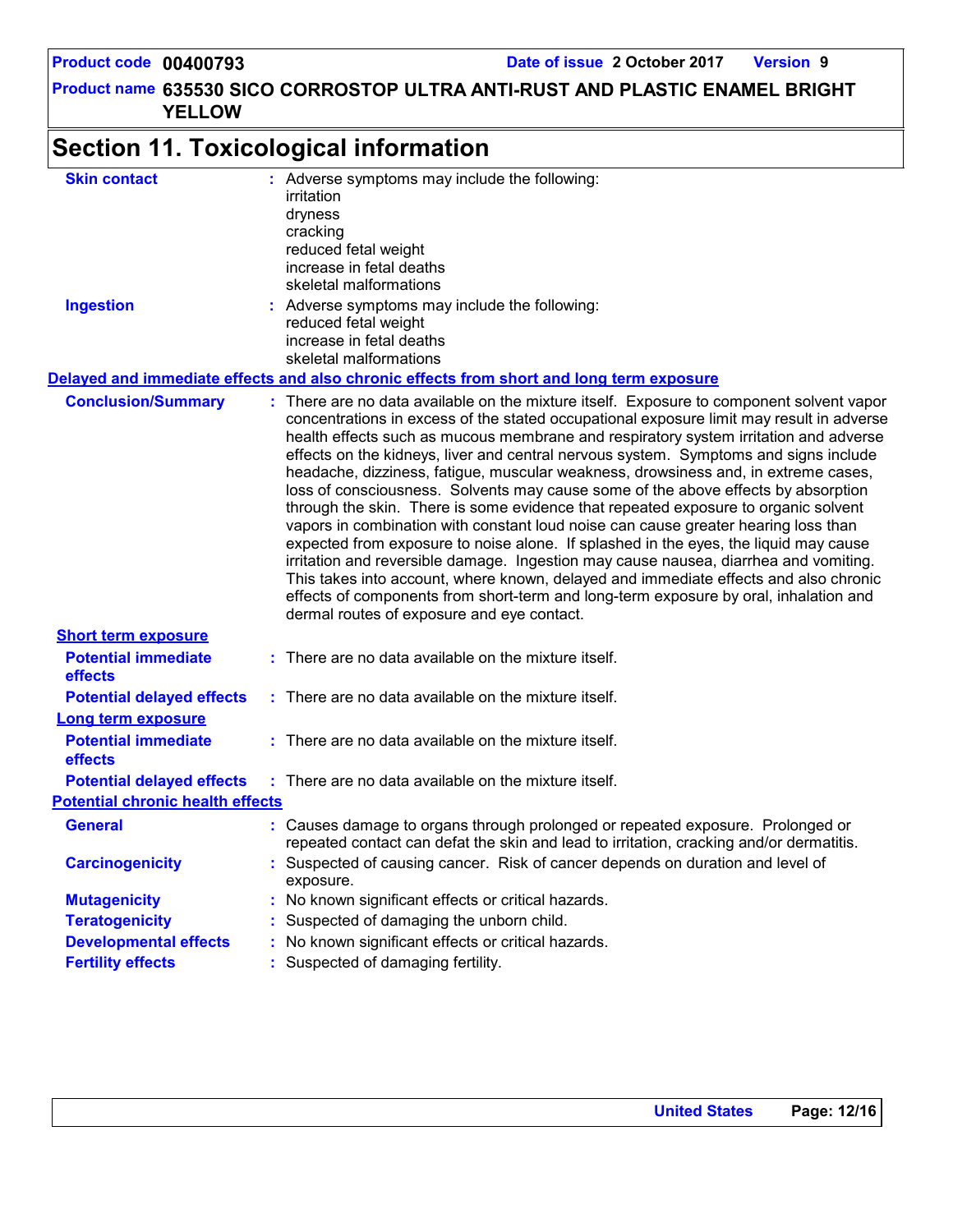## Section 11. Toxicological information

**Skin contact** : Adverse symptoms may include the following:
irritation
dryness
cracking
reduced fetal weight
increase in fetal deaths
skeletal malformations

**Ingestion** : Adverse symptoms may include the following:
reduced fetal weight
increase in fetal deaths
skeletal malformations

### Delayed and immediate effects and also chronic effects from short and long term exposure

**Conclusion/Summary** : There are no data available on the mixture itself. Exposure to component solvent vapor concentrations in excess of the stated occupational exposure limit may result in adverse health effects such as mucous membrane and respiratory system irritation and adverse effects on the kidneys, liver and central nervous system. Symptoms and signs include headache, dizziness, fatigue, muscular weakness, drowsiness and, in extreme cases, loss of consciousness. Solvents may cause some of the above effects by absorption through the skin. There is some evidence that repeated exposure to organic solvent vapors in combination with constant loud noise can cause greater hearing loss than expected from exposure to noise alone. If splashed in the eyes, the liquid may cause irritation and reversible damage. Ingestion may cause nausea, diarrhea and vomiting. This takes into account, where known, delayed and immediate effects and also chronic effects of components from short-term and long-term exposure by oral, inhalation and dermal routes of exposure and eye contact.

#### Short term exposure

**Potential immediate effects** : There are no data available on the mixture itself.

**Potential delayed effects** : There are no data available on the mixture itself.

#### Long term exposure

**Potential immediate effects** : There are no data available on the mixture itself.

**Potential delayed effects** : There are no data available on the mixture itself.

### Potential chronic health effects

**General** : Causes damage to organs through prolonged or repeated exposure. Prolonged or repeated contact can defat the skin and lead to irritation, cracking and/or dermatitis.

**Carcinogenicity** : Suspected of causing cancer. Risk of cancer depends on duration and level of exposure.

**Mutagenicity** : No known significant effects or critical hazards.

**Teratogenicity** : Suspected of damaging the unborn child.

**Developmental effects** : No known significant effects or critical hazards.

**Fertility effects** : Suspected of damaging fertility.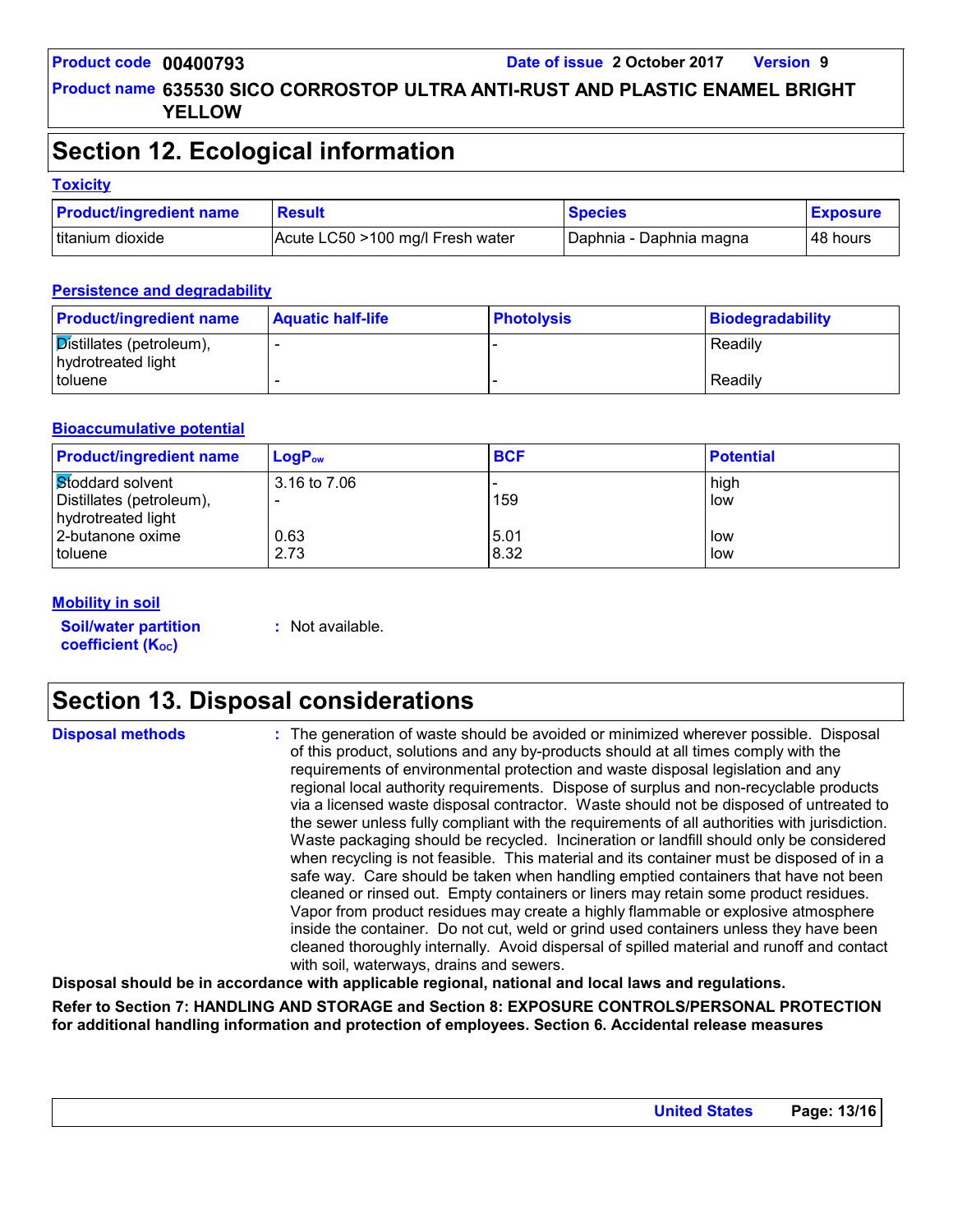## Section 12. Ecological information

### Toxicity

| Product/ingredient name | Result | Species | Exposure |
|---|---|---|---|
| titanium dioxide | Acute LC50 >100 mg/l Fresh water | Daphnia - Daphnia magna | 48 hours |

### Persistence and degradability

| Product/ingredient name | Aquatic half-life | Photolysis | Biodegradability |
|---|---|---|---|
| Distillates (petroleum), hydrotreated light | - | - | Readily |
| toluene | - | - | Readily |

### Bioaccumulative potential

| Product/ingredient name | $LogP_{ow}$ | BCF | Potential |
|---|---|---|---|
| Stoddard solvent | 3.16 to 7.06 | - | high |
| Distillates (petroleum), hydrotreated light | - | 159 | low |
| 2-butanone oxime | 0.63 | 5.01 | low |
| toluene | 2.73 | 8.32 | low |

### Mobility in soil

**Soil/water partition coefficient ($K_{OC}$)** : Not available.

## Section 13. Disposal considerations

**Disposal methods** : The generation of waste should be avoided or minimized wherever possible. Disposal of this product, solutions and any by-products should at all times comply with the requirements of environmental protection and waste disposal legislation and any regional local authority requirements. Dispose of surplus and non-recyclable products via a licensed waste disposal contractor. Waste should not be disposed of untreated to the sewer unless fully compliant with the requirements of all authorities with jurisdiction. Waste packaging should be recycled. Incineration or landfill should only be considered when recycling is not feasible. This material and its container must be disposed of in a safe way. Care should be taken when handling emptied containers that have not been cleaned or rinsed out. Empty containers or liners may retain some product residues. Vapor from product residues may create a highly flammable or explosive atmosphere inside the container. Do not cut, weld or grind used containers unless they have been cleaned thoroughly internally. Avoid dispersal of spilled material and runoff and contact with soil, waterways, drains and sewers.

**Disposal should be in accordance with applicable regional, national and local laws and regulations.**

**Refer to Section 7: HANDLING AND STORAGE and Section 8: EXPOSURE CONTROLS/PERSONAL PROTECTION for additional handling information and protection of employees. Section 6. Accidental release measures**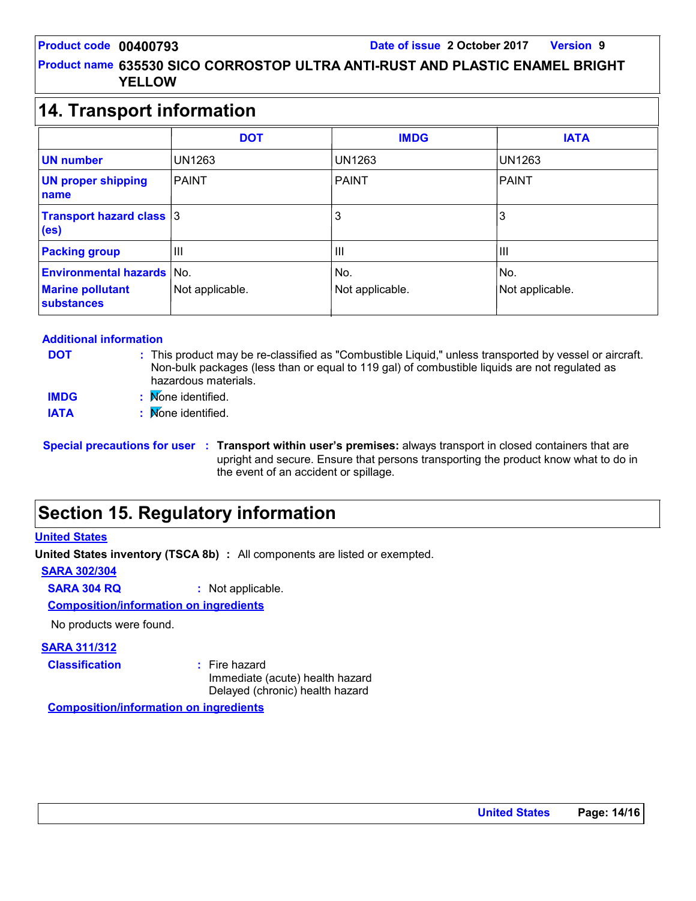## 14. Transport information

| | DOT | IMDG | IATA |
|---|---|---|---|
| **UN number** | UN1263 | UN1263 | UN1263 |
| **UN proper shipping name** | PAINT | PAINT | PAINT |
| **Transport hazard class (es)** | 3 | 3 | 3 |
| **Packing group** | III | III | III |
| **Environmental hazards** | No. | No. | No. |
| **Marine pollutant substances** | Not applicable. | Not applicable. | Not applicable. |

**Additional information**

**DOT** : This product may be re-classified as "Combustible Liquid," unless transported by vessel or aircraft. Non-bulk packages (less than or equal to 119 gal) of combustible liquids are not regulated as hazardous materials.

**IMDG** : None identified.

**IATA** : None identified.

**Special precautions for user** : **Transport within user's premises:** always transport in closed containers that are upright and secure. Ensure that persons transporting the product know what to do in the event of an accident or spillage.

## Section 15. Regulatory information

**United States**

**United States inventory (TSCA 8b)** : All components are listed or exempted.

**SARA 302/304**

**SARA 304 RQ** : Not applicable.

**Composition/information on ingredients**

No products were found.

**SARA 311/312**

**Classification** : Fire hazard
Immediate (acute) health hazard
Delayed (chronic) health hazard

**Composition/information on ingredients**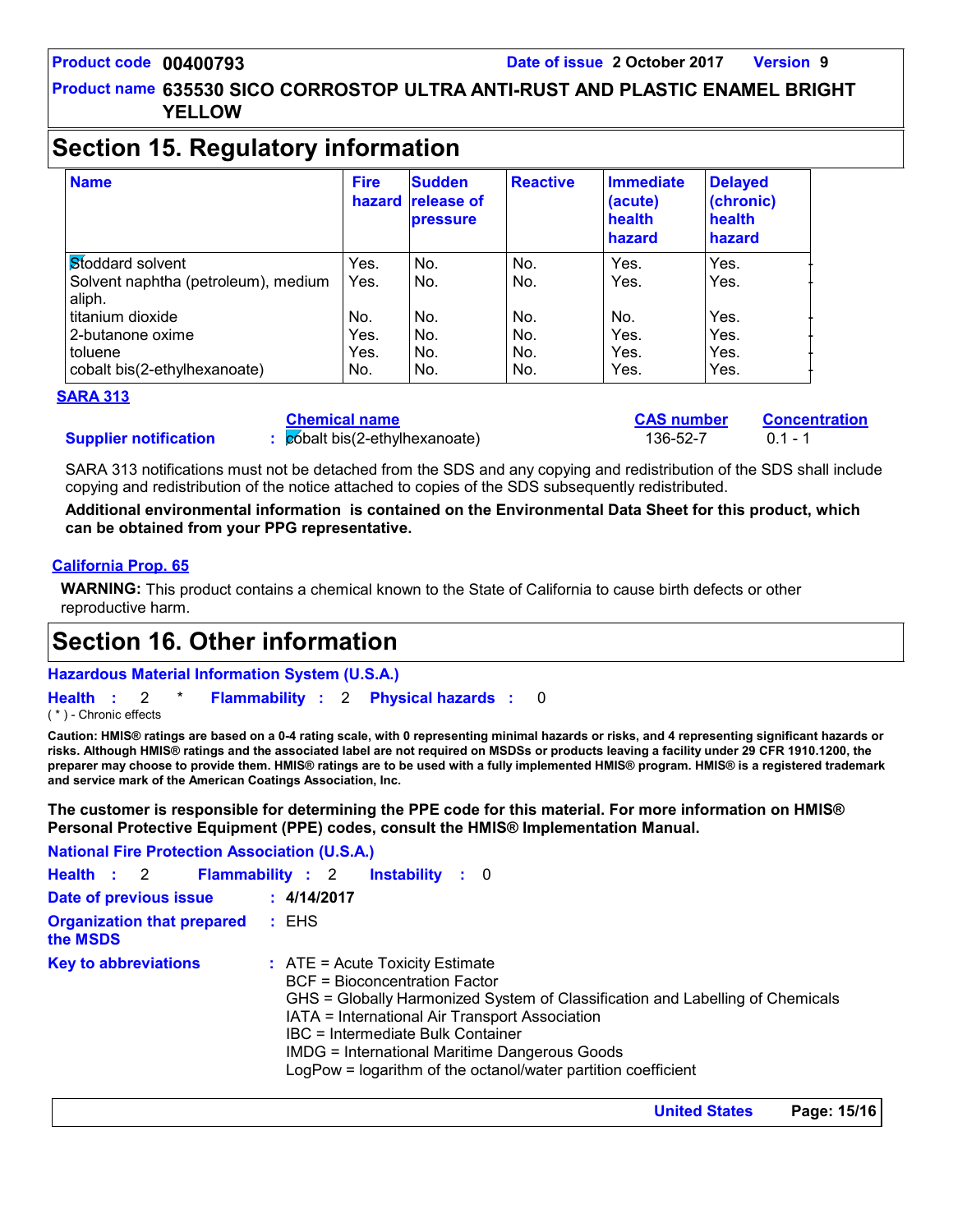## Section 15. Regulatory information

| Name | Fire hazard | Sudden release of pressure | Reactive | Immediate (acute) health hazard | Delayed (chronic) health hazard |
|---|---|---|---|---|---|
| Stoddard solvent | Yes. | No. | No. | Yes. | Yes. |
| Solvent naphtha (petroleum), medium aliph. | Yes. | No. | No. | Yes. | Yes. |
| titanium dioxide | No. | No. | No. | No. | Yes. |
| 2-butanone oxime | Yes. | No. | No. | Yes. | Yes. |
| toluene | Yes. | No. | No. | Yes. | Yes. |
| cobalt bis(2-ethylhexanoate) | No. | No. | No. | Yes. | Yes. |

**SARA 313**

| | Chemical name | CAS number | Concentration |
|---|---|---|---|
| **Supplier notification** : | cobalt bis(2-ethylhexanoate) | 136-52-7 | 0.1 - 1 |

SARA 313 notifications must not be detached from the SDS and any copying and redistribution of the SDS shall include copying and redistribution of the notice attached to copies of the SDS subsequently redistributed.

**Additional environmental information is contained on the Environmental Data Sheet for this product, which can be obtained from your PPG representative.**

**California Prop. 65**

**WARNING:** This product contains a chemical known to the State of California to cause birth defects or other reproductive harm.

## Section 16. Other information

**Hazardous Material Information System (U.S.A.)**

**Health** : 2 * **Flammability** : 2 **Physical hazards** : 0

( * ) - Chronic effects

**Caution: HMIS® ratings are based on a 0-4 rating scale, with 0 representing minimal hazards or risks, and 4 representing significant hazards or risks. Although HMIS® ratings and the associated label are not required on MSDSs or products leaving a facility under 29 CFR 1910.1200, the preparer may choose to provide them. HMIS® ratings are to be used with a fully implemented HMIS® program. HMIS® is a registered trademark and service mark of the American Coatings Association, Inc.**

**The customer is responsible for determining the PPE code for this material. For more information on HMIS® Personal Protective Equipment (PPE) codes, consult the HMIS® Implementation Manual.**

**National Fire Protection Association (U.S.A.)**

**Health** : 2 **Flammability** : 2 **Instability** : 0

**Date of previous issue** : **4/14/2017**

**Organization that prepared the MSDS** : EHS

**Key to abbreviations** :
ATE = Acute Toxicity Estimate
BCF = Bioconcentration Factor
GHS = Globally Harmonized System of Classification and Labelling of Chemicals
IATA = International Air Transport Association
IBC = Intermediate Bulk Container
IMDG = International Maritime Dangerous Goods
LogPow = logarithm of the octanol/water partition coefficient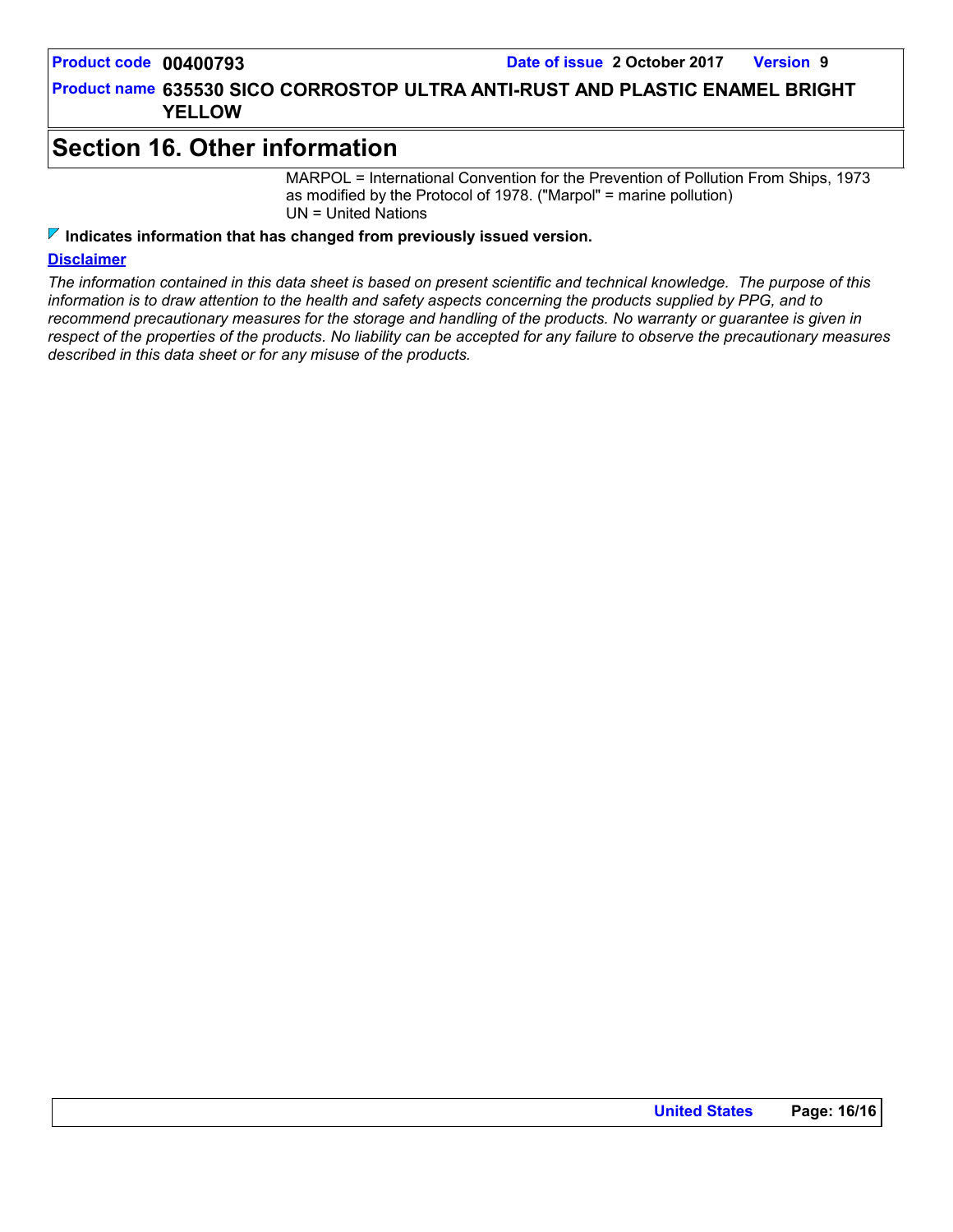## Section 16. Other information

MARPOL = International Convention for the Prevention of Pollution From Ships, 1973 as modified by the Protocol of 1978. ("Marpol" = marine pollution)
UN = United Nations

**Indicates information that has changed from previously issued version.**

**Disclaimer**

*The information contained in this data sheet is based on present scientific and technical knowledge. The purpose of this information is to draw attention to the health and safety aspects concerning the products supplied by PPG, and to recommend precautionary measures for the storage and handling of the products. No warranty or guarantee is given in respect of the properties of the products. No liability can be accepted for any failure to observe the precautionary measures described in this data sheet or for any misuse of the products.*